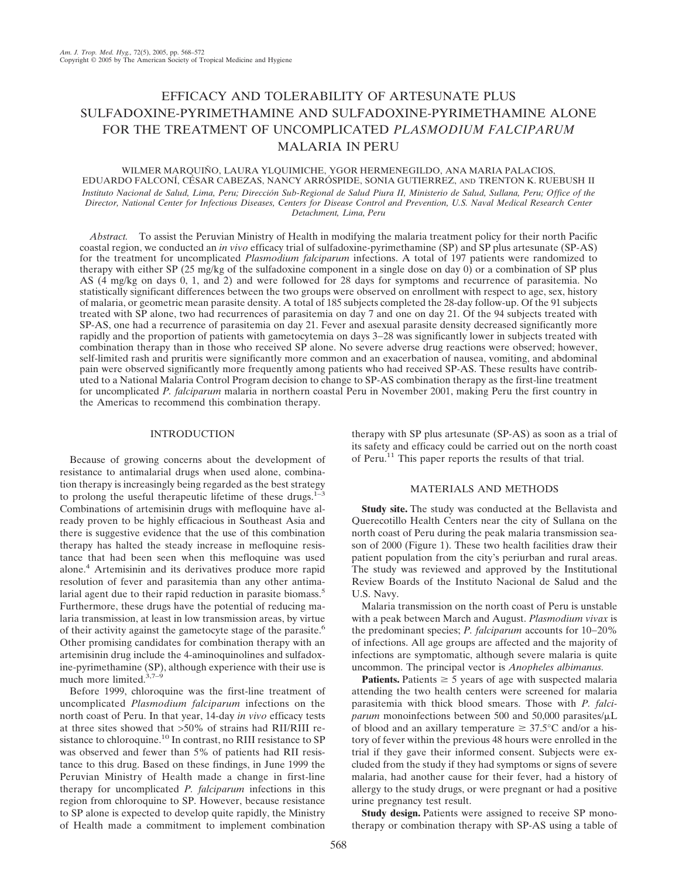# EFFICACY AND TOLERABILITY OF ARTESUNATE PLUS SULFADOXINE-PYRIMETHAMINE AND SULFADOXINE-PYRIMETHAMINE ALONE FOR THE TREATMENT OF UNCOMPLICATED *PLASMODIUM FALCIPARUM* MALARIA IN PERU

WILMER MARQUIÑO, LAURA YLQUIMICHE, YGOR HERMENEGILDO, ANA MARIA PALACIOS, EDUARDO FALCONÍ, CÉSAR CABEZAS, NANCY ARRÓSPIDE, SONIA GUTIERREZ, AND TRENTON K. RUEBUSH II

*Instituto Nacional de Salud, Lima, Peru; Dirección Sub-Regional de Salud Piura II, Ministerio de Salud, Sullana, Peru; Office of the Director, National Center for Infectious Diseases, Centers for Disease Control and Prevention, U.S. Naval Medical Research Center Detachment, Lima, Peru*

*Abstract.* To assist the Peruvian Ministry of Health in modifying the malaria treatment policy for their north Pacific coastal region, we conducted an *in vivo* efficacy trial of sulfadoxine-pyrimethamine (SP) and SP plus artesunate (SP-AS) for the treatment for uncomplicated *Plasmodium falciparum* infections. A total of 197 patients were randomized to therapy with either SP (25 mg/kg of the sulfadoxine component in a single dose on day 0) or a combination of SP plus AS (4 mg/kg on days 0, 1, and 2) and were followed for 28 days for symptoms and recurrence of parasitemia. No statistically significant differences between the two groups were observed on enrollment with respect to age, sex, history of malaria, or geometric mean parasite density. A total of 185 subjects completed the 28-day follow-up. Of the 91 subjects treated with SP alone, two had recurrences of parasitemia on day 7 and one on day 21. Of the 94 subjects treated with SP-AS, one had a recurrence of parasitemia on day 21. Fever and asexual parasite density decreased significantly more rapidly and the proportion of patients with gametocytemia on days 3–28 was significantly lower in subjects treated with combination therapy than in those who received SP alone. No severe adverse drug reactions were observed; however, self-limited rash and pruritis were significantly more common and an exacerbation of nausea, vomiting, and abdominal pain were observed significantly more frequently among patients who had received SP-AS. These results have contributed to a National Malaria Control Program decision to change to SP-AS combination therapy as the first-line treatment for uncomplicated *P. falciparum* malaria in northern coastal Peru in November 2001, making Peru the first country in the Americas to recommend this combination therapy.

## INTRODUCTION

Because of growing concerns about the development of resistance to antimalarial drugs when used alone, combination therapy is increasingly being regarded as the best strategy to prolong the useful therapeutic lifetime of these drugs.[1–3] Combinations of artemisinin drugs with mefloquine have already proven to be highly efficacious in Southeast Asia and there is suggestive evidence that the use of this combination therapy has halted the steady increase in mefloquine resistance that had been seen when this mefloquine was used alone.[4] Artemisinin and its derivatives produce more rapid resolution of fever and parasitemia than any other antimalarial agent due to their rapid reduction in parasite biomass.[5] Furthermore, these drugs have the potential of reducing malaria transmission, at least in low transmission areas, by virtue of their activity against the gametocyte stage of the parasite.[6] Other promising candidates for combination therapy with an artemisinin drug include the 4-aminoquinolines and sulfadoxine-pyrimethamine (SP), although experience with their use is much more limited.[3,7–9]

Before 1999, chloroquine was the first-line treatment of uncomplicated *Plasmodium falciparum* infections on the north coast of Peru. In that year, 14-day *in vivo* efficacy tests at three sites showed that >50% of strains had RII/RIII resistance to chloroquine.[10] In contrast, no RIII resistance to SP was observed and fewer than 5% of patients had RII resistance to this drug. Based on these findings, in June 1999 the Peruvian Ministry of Health made a change in first-line therapy for uncomplicated *P. falciparum* infections in this region from chloroquine to SP. However, because resistance to SP alone is expected to develop quite rapidly, the Ministry of Health made a commitment to implement combination therapy with SP plus artesunate (SP-AS) as soon as a trial of its safety and efficacy could be carried out on the north coast of Peru.[11] This paper reports the results of that trial.

## MATERIALS AND METHODS

**Study site.** The study was conducted at the Bellavista and Querecotillo Health Centers near the city of Sullana on the north coast of Peru during the peak malaria transmission season of 2000 (Figure 1). These two health facilities draw their patient population from the city's periurban and rural areas. The study was reviewed and approved by the Institutional Review Boards of the Instituto Nacional de Salud and the U.S. Navy.

Malaria transmission on the north coast of Peru is unstable with a peak between March and August. *Plasmodium vivax* is the predominant species; *P. falciparum* accounts for 10–20% of infections. All age groups are affected and the majority of infections are symptomatic, although severe malaria is quite uncommon. The principal vector is *Anopheles albimanus.*

**Patients.** Patients $\geq$ 5 years of age with suspected malaria attending the two health centers were screened for malaria parasitemia with thick blood smears. Those with *P. falciparum* monoinfections between 500 and 50,000 parasites/$\mu$L of blood and an axillary temperature $\geq$ 37.5°C and/or a history of fever within the previous 48 hours were enrolled in the trial if they gave their informed consent. Subjects were excluded from the study if they had symptoms or signs of severe malaria, had another cause for their fever, had a history of allergy to the study drugs, or were pregnant or had a positive urine pregnancy test result.

**Study design.** Patients were assigned to receive SP monotherapy or combination therapy with SP-AS using a table of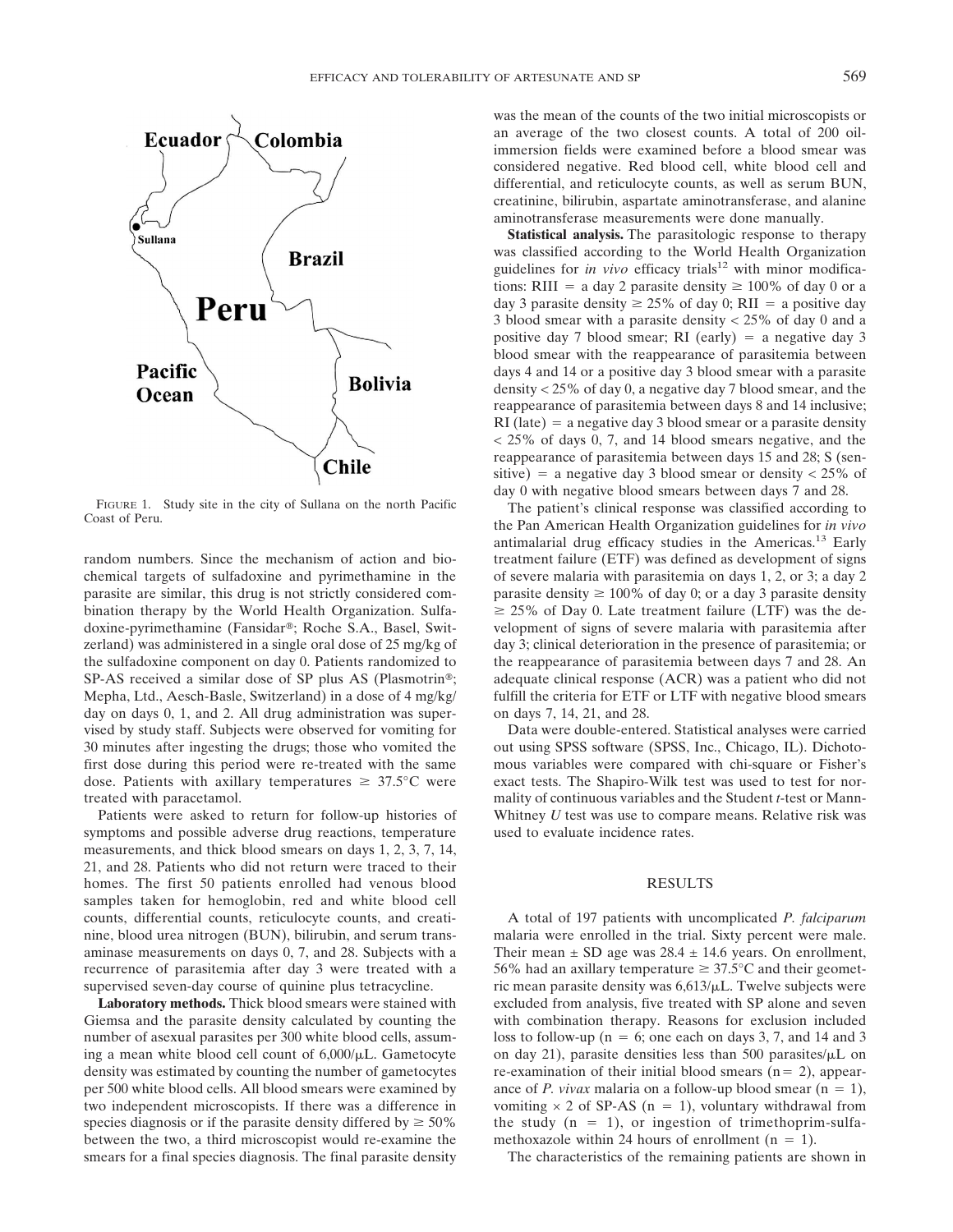FIGURE 1. Study site in the city of Sullana on the north Pacific Coast of Peru.

random numbers. Since the mechanism of action and biochemical targets of sulfadoxine and pyrimethamine in the parasite are similar, this drug is not strictly considered combination therapy by the World Health Organization. Sulfadoxine-pyrimethamine (Fansidar®; Roche S.A., Basel, Switzerland) was administered in a single oral dose of 25 mg/kg of the sulfadoxine component on day 0. Patients randomized to SP-AS received a similar dose of SP plus AS (Plasmotrin®; Mepha, Ltd., Aesch-Basle, Switzerland) in a dose of 4 mg/kg/day on days 0, 1, and 2. All drug administration was supervised by study staff. Subjects were observed for vomiting for 30 minutes after ingesting the drugs; those who vomited the first dose during this period were re-treated with the same dose. Patients with axillary temperatures ≥ 37.5°C were treated with paracetamol.

Patients were asked to return for follow-up histories of symptoms and possible adverse drug reactions, temperature measurements, and thick blood smears on days 1, 2, 3, 7, 14, 21, and 28. Patients who did not return were traced to their homes. The first 50 patients enrolled had venous blood samples taken for hemoglobin, red and white blood cell counts, differential counts, reticulocyte counts, and creatinine, blood urea nitrogen (BUN), bilirubin, and serum transaminase measurements on days 0, 7, and 28. Subjects with a recurrence of parasitemia after day 3 were treated with a supervised seven-day course of quinine plus tetracycline.

**Laboratory methods.** Thick blood smears were stained with Giemsa and the parasite density calculated by counting the number of asexual parasites per 300 white blood cells, assuming a mean white blood cell count of 6,000/μL. Gametocyte density was estimated by counting the number of gametocytes per 500 white blood cells. All blood smears were examined by two independent microscopists. If there was a difference in species diagnosis or if the parasite density differed by ≥ 50% between the two, a third microscopist would re-examine the smears for a final species diagnosis. The final parasite density was the mean of the counts of the two initial microscopists or an average of the two closest counts. A total of 200 oil-immersion fields were examined before a blood smear was considered negative. Red blood cell, white blood cell and differential, and reticulocyte counts, as well as serum BUN, creatinine, bilirubin, aspartate aminotransferase, and alanine aminotransferase measurements were done manually.

**Statistical analysis.** The parasitologic response to therapy was classified according to the World Health Organization guidelines for *in vivo* efficacy trials[12] with minor modifications: RIII = a day 2 parasite density ≥ 100% of day 0 or a day 3 parasite density ≥ 25% of day 0; RII = a positive day 3 blood smear with a parasite density < 25% of day 0 and a positive day 7 blood smear; RI (early) = a negative day 3 blood smear with the reappearance of parasitemia between days 4 and 14 or a positive day 3 blood smear with a parasite density < 25% of day 0, a negative day 7 blood smear, and the reappearance of parasitemia between days 8 and 14 inclusive; RI (late) = a negative day 3 blood smear or a parasite density < 25% of days 0, 7, and 14 blood smears negative, and the reappearance of parasitemia between days 15 and 28; S (sensitive) = a negative day 3 blood smear or density < 25% of day 0 with negative blood smears between days 7 and 28.

The patient's clinical response was classified according to the Pan American Health Organization guidelines for *in vivo* antimalarial drug efficacy studies in the Americas.[13] Early treatment failure (ETF) was defined as development of signs of severe malaria with parasitemia on days 1, 2, or 3; a day 2 parasite density ≥ 100% of day 0; or a day 3 parasite density ≥ 25% of Day 0. Late treatment failure (LTF) was the development of signs of severe malaria with parasitemia after day 3; clinical deterioration in the presence of parasitemia; or the reappearance of parasitemia between days 7 and 28. An adequate clinical response (ACR) was a patient who did not fulfill the criteria for ETF or LTF with negative blood smears on days 7, 14, 21, and 28.

Data were double-entered. Statistical analyses were carried out using SPSS software (SPSS, Inc., Chicago, IL). Dichotomous variables were compared with chi-square or Fisher's exact tests. The Shapiro-Wilk test was used to test for normality of continuous variables and the Student *t*-test or Mann-Whitney *U* test was use to compare means. Relative risk was used to evaluate incidence rates.

## RESULTS

A total of 197 patients with uncomplicated *P. falciparum* malaria were enrolled in the trial. Sixty percent were male. Their mean ± SD age was 28.4 ± 14.6 years. On enrollment, 56% had an axillary temperature ≥ 37.5°C and their geometric mean parasite density was 6,613/μL. Twelve subjects were excluded from analysis, five treated with SP alone and seven with combination therapy. Reasons for exclusion included loss to follow-up (n = 6; one each on days 3, 7, and 14 and 3 on day 21), parasite densities less than 500 parasites/μL on re-examination of their initial blood smears (n = 2), appearance of *P. vivax* malaria on a follow-up blood smear (n = 1), vomiting × 2 of SP-AS (n = 1), voluntary withdrawal from the study (n = 1), or ingestion of trimethoprim-sulfamethoxazole within 24 hours of enrollment (n = 1).

The characteristics of the remaining patients are shown in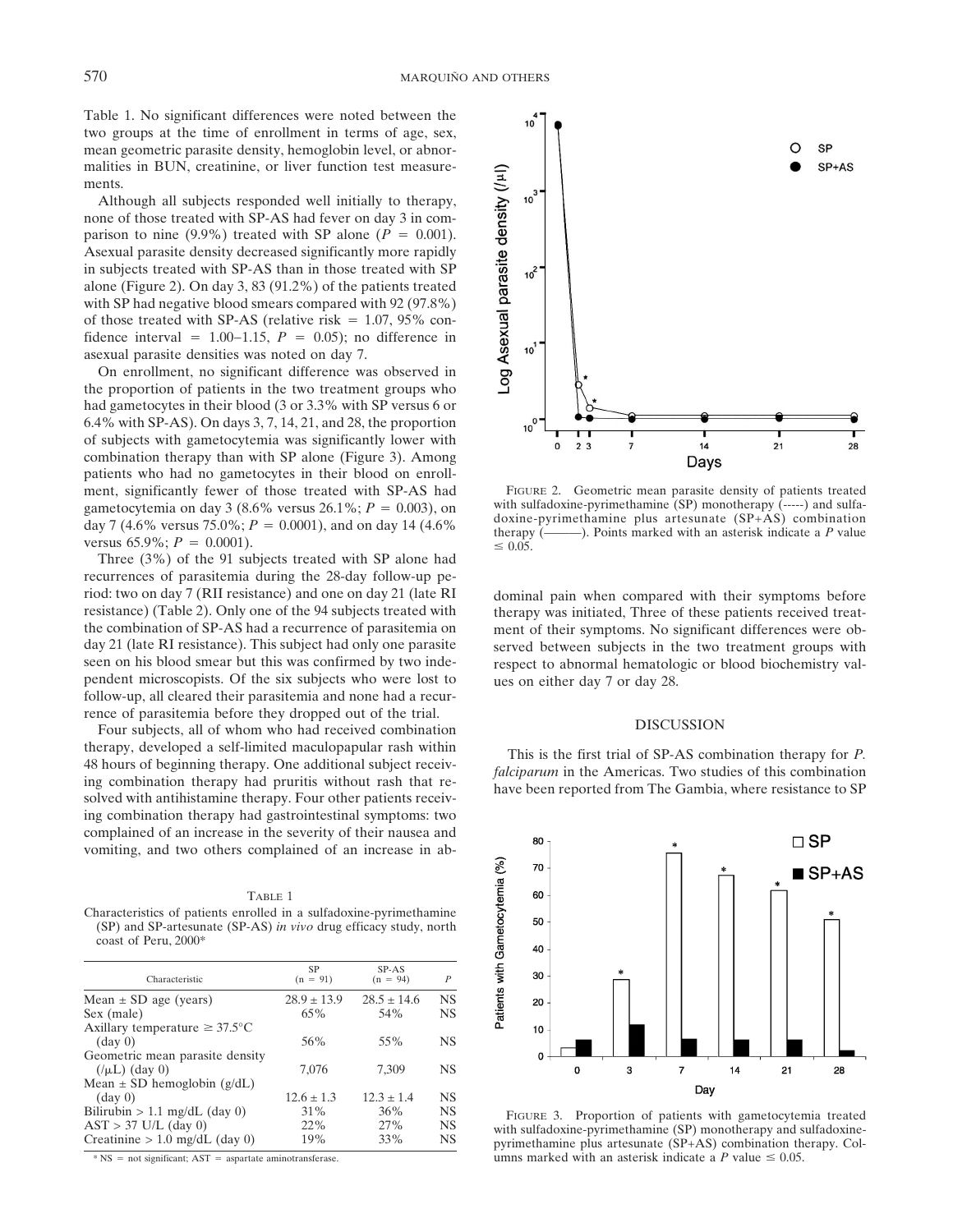Table 1. No significant differences were noted between the two groups at the time of enrollment in terms of age, sex, mean geometric parasite density, hemoglobin level, or abnormalities in BUN, creatinine, or liver function test measurements.

Although all subjects responded well initially to therapy, none of those treated with SP-AS had fever on day 3 in comparison to nine (9.9%) treated with SP alone ($P = 0.001$). Asexual parasite density decreased significantly more rapidly in subjects treated with SP-AS than in those treated with SP alone (Figure 2). On day 3, 83 (91.2%) of the patients treated with SP had negative blood smears compared with 92 (97.8%) of those treated with SP-AS (relative risk = 1.07, 95% confidence interval = 1.00–1.15, $P = 0.05$); no difference in asexual parasite densities was noted on day 7.

On enrollment, no significant difference was observed in the proportion of patients in the two treatment groups who had gametocytes in their blood (3 or 3.3% with SP versus 6 or 6.4% with SP-AS). On days 3, 7, 14, 21, and 28, the proportion of subjects with gametocytemia was significantly lower with combination therapy than with SP alone (Figure 3). Among patients who had no gametocytes in their blood on enrollment, significantly fewer of those treated with SP-AS had gametocytemia on day 3 (8.6% versus 26.1%; $P = 0.003$), on day 7 (4.6% versus 75.0%; $P = 0.0001$), and on day 14 (4.6% versus 65.9%; $P = 0.0001$).

Three (3%) of the 91 subjects treated with SP alone had recurrences of parasitemia during the 28-day follow-up period: two on day 7 (RII resistance) and one on day 21 (late RI resistance) (Table 2). Only one of the 94 subjects treated with the combination of SP-AS had a recurrence of parasitemia on day 21 (late RI resistance). This subject had only one parasite seen on his blood smear but this was confirmed by two independent microscopists. Of the six subjects who were lost to follow-up, all cleared their parasitemia and none had a recurrence of parasitemia before they dropped out of the trial.

Four subjects, all of whom who had received combination therapy, developed a self-limited maculopapular rash within 48 hours of beginning therapy. One additional subject receiving combination therapy had pruritis without rash that resolved with antihistamine therapy. Four other patients receiving combination therapy had gastrointestinal symptoms: two complained of an increase in the severity of their nausea and vomiting, and two others complained of an increase in abdominal pain when compared with their symptoms before therapy was initiated, Three of these patients received treatment of their symptoms. No significant differences were observed between subjects in the two treatment groups with respect to abnormal hematologic or blood biochemistry values on either day 7 or day 28.

Table 1

Characteristics of patients enrolled in a sulfadoxine-pyrimethamine (SP) and SP-artesunate (SP-AS) *in vivo* drug efficacy study, north coast of Peru, 2000*

| Characteristic | SP (n = 91) | SP-AS (n = 94) | P |
|---|---|---|---|
| Mean ± SD age (years) | 28.9 ± 13.9 | 28.5 ± 14.6 | NS |
| Sex (male) | 65% | 54% | NS |
| Axillary temperature ≥ 37.5°C (day 0) | 56% | 55% | NS |
| Geometric mean parasite density (/μL) (day 0) | 7,076 | 7,309 | NS |
| Mean ± SD hemoglobin (g/dL) (day 0) | 12.6 ± 1.3 | 12.3 ± 1.4 | NS |
| Bilirubin > 1.1 mg/dL (day 0) | 31% | 36% | NS |
| AST > 37 U/L (day 0) | 22% | 27% | NS |
| Creatinine > 1.0 mg/dL (day 0) | 19% | 33% | NS |

\* NS = not significant; AST = aspartate aminotransferase.

Figure 2. Geometric mean parasite density of patients treated with sulfadoxine-pyrimethamine (SP) monotherapy (-----) and sulfadoxine-pyrimethamine plus artesunate (SP+AS) combination therapy (———). Points marked with an asterisk indicate a $P$ value $\leq 0.05$.

## DISCUSSION

This is the first trial of SP-AS combination therapy for *P. falciparum* in the Americas. Two studies of this combination have been reported from The Gambia, where resistance to SP

Figure 3. Proportion of patients with gametocytemia treated with sulfadoxine-pyrimethamine (SP) monotherapy and sulfadoxine-pyrimethamine plus artesunate (SP+AS) combination therapy. Columns marked with an asterisk indicate a $P$ value $\leq 0.05$.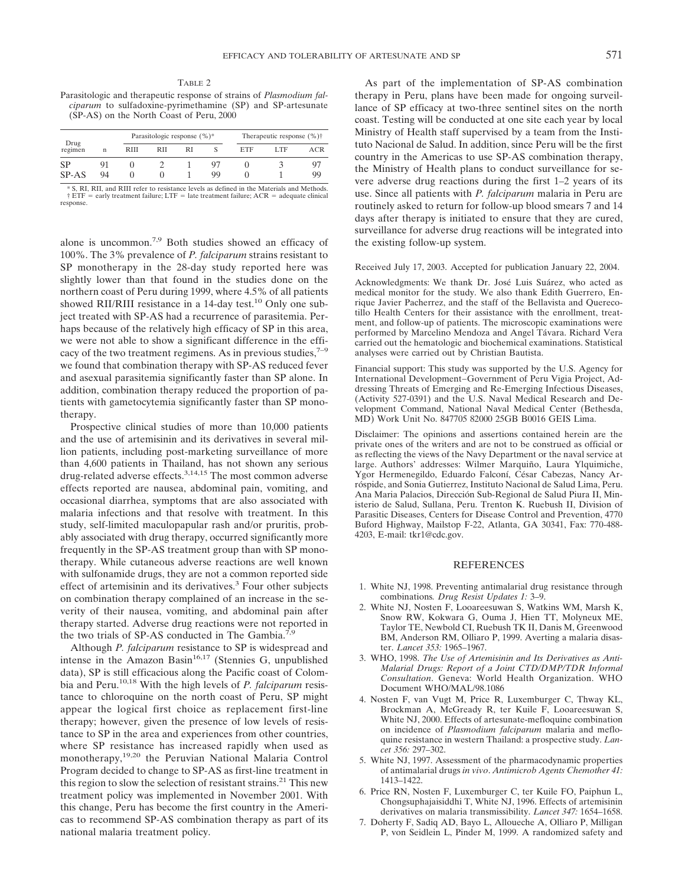TABLE 2

Parasitologic and therapeutic response of strains of *Plasmodium falciparum* to sulfadoxine-pyrimethamine (SP) and SP-artesunate (SP-AS) on the North Coast of Peru, 2000

| Drug regimen | n | Parasitologic response (%)* | | | | Therapeutic response (%)† | | |
|---|---|---|---|---|---|---|---|---|
| | | RIII | RII | RI | S | ETF | LTF | ACR |
| SP | 91 | 0 | 2 | 1 | 97 | 0 | 3 | 97 |
| SP-AS | 94 | 0 | 0 | 1 | 99 | 0 | 1 | 99 |

\* S, RI, RII, and RIII refer to resistance levels as defined in the Materials and Methods.
† ETF = early treatment failure; LTF = late treatment failure; ACR = adequate clinical response.

alone is uncommon.[7,9] Both studies showed an efficacy of 100%. The 3% prevalence of *P. falciparum* strains resistant to SP monotherapy in the 28-day study reported here was slightly lower than that found in the studies done on the northern coast of Peru during 1999, where 4.5% of all patients showed RII/RIII resistance in a 14-day test.[10] Only one subject treated with SP-AS had a recurrence of parasitemia. Perhaps because of the relatively high efficacy of SP in this area, we were not able to show a significant difference in the efficacy of the two treatment regimens. As in previous studies,[7–9] we found that combination therapy with SP-AS reduced fever and asexual parasitemia significantly faster than SP alone. In addition, combination therapy reduced the proportion of patients with gametocytemia significantly faster than SP monotherapy.

Prospective clinical studies of more than 10,000 patients and the use of artemisinin and its derivatives in several million patients, including post-marketing surveillance of more than 4,600 patients in Thailand, has not shown any serious drug-related adverse effects.[3,14,15] The most common adverse effects reported are nausea, abdominal pain, vomiting, and occasional diarrhea, symptoms that are also associated with malaria infections and that resolve with treatment. In this study, self-limited maculopapular rash and/or pruritis, probably associated with drug therapy, occurred significantly more frequently in the SP-AS treatment group than with SP monotherapy. While cutaneous adverse reactions are well known with sulfonamide drugs, they are not a common reported side effect of artemisinin and its derivatives.[3] Four other subjects on combination therapy complained of an increase in the severity of their nausea, vomiting, and abdominal pain after therapy started. Adverse drug reactions were not reported in the two trials of SP-AS conducted in The Gambia.[7,9]

Although *P. falciparum* resistance to SP is widespread and intense in the Amazon Basin[16,17] (Stennies G, unpublished data), SP is still efficacious along the Pacific coast of Colombia and Peru.[10,18] With the high levels of *P. falciparum* resistance to chloroquine on the north coast of Peru, SP might appear the logical first choice as replacement first-line therapy; however, given the presence of low levels of resistance to SP in the area and experiences from other countries, where SP resistance has increased rapidly when used as monotherapy,[19,20] the Peruvian National Malaria Control Program decided to change to SP-AS as first-line treatment in this region to slow the selection of resistant strains.[21] This new treatment policy was implemented in November 2001. With this change, Peru has become the first country in the Americas to recommend SP-AS combination therapy as part of its national malaria treatment policy.

As part of the implementation of SP-AS combination therapy in Peru, plans have been made for ongoing surveillance of SP efficacy at two-three sentinel sites on the north coast. Testing will be conducted at one site each year by local Ministry of Health staff supervised by a team from the Instituto Nacional de Salud. In addition, since Peru will be the first country in the Americas to use SP-AS combination therapy, the Ministry of Health plans to conduct surveillance for severe adverse drug reactions during the first 1–2 years of its use. Since all patients with *P. falciparum* malaria in Peru are routinely asked to return for follow-up blood smears 7 and 14 days after therapy is initiated to ensure that they are cured, surveillance for adverse drug reactions will be integrated into the existing follow-up system.

Received July 17, 2003. Accepted for publication January 22, 2004.

Acknowledgments: We thank Dr. José Luis Suárez, who acted as medical monitor for the study. We also thank Edith Guerrero, Enrique Javier Pacherrez, and the staff of the Bellavista and Querecotillo Health Centers for their assistance with the enrollment, treatment, and follow-up of patients. The microscopic examinations were performed by Marcelino Mendoza and Angel Távara. Richard Vera carried out the hematologic and biochemical examinations. Statistical analyses were carried out by Christian Bautista.

Financial support: This study was supported by the U.S. Agency for International Development–Government of Peru Vigia Project, Addressing Threats of Emerging and Re-Emerging Infectious Diseases, (Activity 527-0391) and the U.S. Naval Medical Research and Development Command, National Naval Medical Center (Bethesda, MD) Work Unit No. 847705 82000 25GB B0016 GEIS Lima.

Disclaimer: The opinions and assertions contained herein are the private ones of the writers and are not to be construed as official or as reflecting the views of the Navy Department or the naval service at large. Authors' addresses: Wilmer Marquiño, Laura Ylquimiche, Ygor Hermenegildo, Eduardo Falconí, César Cabezas, Nancy Arróspide, and Sonia Gutierrez, Instituto Nacional de Salud Lima, Peru. Ana Maria Palacios, Dirección Sub-Regional de Salud Piura II, Ministerio de Salud, Sullana, Peru. Trenton K. Ruebush II, Division of Parasitic Diseases, Centers for Disease Control and Prevention, 4770 Buford Highway, Mailstop F-22, Atlanta, GA 30341, Fax: 770-488-4203, E-mail: tkr1@cdc.gov.

## REFERENCES

1. White NJ, 1998. Preventing antimalarial drug resistance through combinations. *Drug Resist Updates 1:* 3–9.
2. White NJ, Nosten F, Looareesuwan S, Watkins WM, Marsh K, Snow RW, Kokwara G, Ouma J, Hien TT, Molyneux ME, Taylor TE, Newbold CI, Ruebush TK II, Danis M, Greenwood BM, Anderson RM, Olliaro P, 1999. Averting a malaria disaster. *Lancet 353:* 1965–1967.
3. WHO, 1998. *The Use of Artemisinin and Its Derivatives as Anti-Malarial Drugs: Report of a Joint CTD/DMP/TDR Informal Consultation*. Geneva: World Health Organization. WHO Document WHO/MAL/98.1086
4. Nosten F, van Vugt M, Price R, Luxemburger C, Thway KL, Brockman A, McGready R, ter Kuile F, Looareesuwan S, White NJ, 2000. Effects of artesunate-mefloquine combination on incidence of *Plasmodium falciparum* malaria and mefloquine resistance in western Thailand: a prospective study. *Lancet 356:* 297–302.
5. White NJ, 1997. Assessment of the pharmacodynamic properties of antimalarial drugs *in vivo*. *Antimicrob Agents Chemother 41:* 1413–1422.
6. Price RN, Nosten F, Luxemburger C, ter Kuile FO, Paiphun L, Chongsuphajaisiddhi T, White NJ, 1996. Effects of artemisinin derivatives on malaria transmissibility. *Lancet 347:* 1654–1658.
7. Doherty F, Sadiq AD, Bayo L, Alloueche A, Olliaro P, Milligan P, von Seidlein L, Pinder M, 1999. A randomized safety and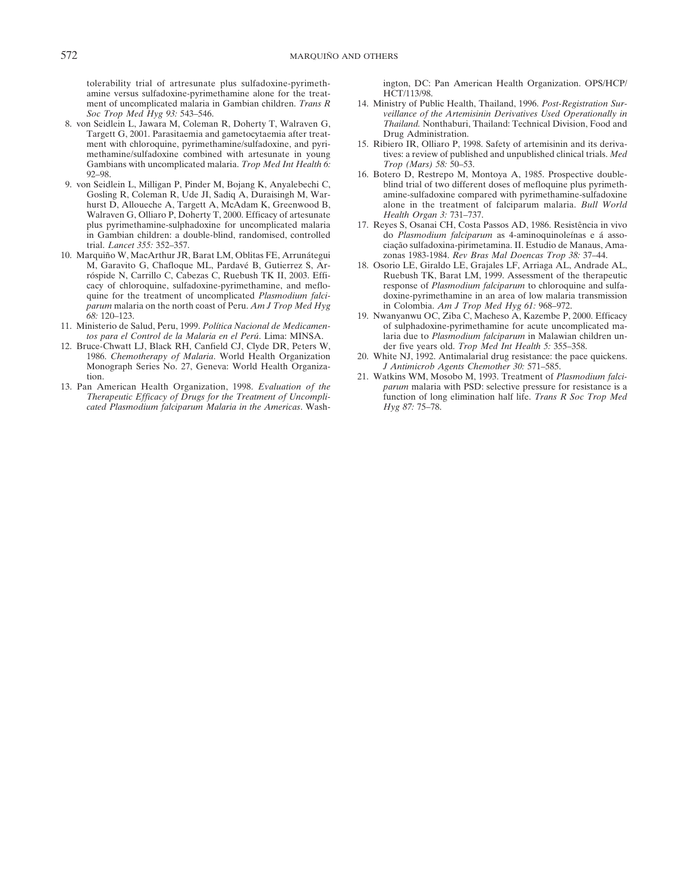tolerability trial of artresunate plus sulfadoxine-pyrimethamine versus sulfadoxine-pyrimethamine alone for the treatment of uncomplicated malaria in Gambian children. *Trans R Soc Trop Med Hyg 93:* 543–546.

8. von Seidlein L, Jawara M, Coleman R, Doherty T, Walraven G, Targett G, 2001. Parasitaemia and gametocytaemia after treatment with chloroquine, pyrimethamine/sulfadoxine, and pyrimethamine/sulfadoxine combined with artesunate in young Gambians with uncomplicated malaria. *Trop Med Int Health 6:* 92–98.
9. von Seidlein L, Milligan P, Pinder M, Bojang K, Anyalebechi C, Gosling R, Coleman R, Ude JI, Sadiq A, Duraisingh M, Warhurst D, Alloueche A, Targett A, McAdam K, Greenwood B, Walraven G, Olliaro P, Doherty T, 2000. Efficacy of artesunate plus pyrimethamine-sulphadoxine for uncomplicated malaria in Gambian children: a double-blind, randomised, controlled trial. *Lancet 355:* 352–357.
10. Marquiño W, MacArthur JR, Barat LM, Oblitas FE, Arrunátegui M, Garavito G, Chafloque ML, Pardavé B, Gutierrez S, Arróspide N, Carrillo C, Cabezas C, Ruebush TK II, 2003. Efficacy of chloroquine, sulfadoxine-pyrimethamine, and mefloquine for the treatment of uncomplicated *Plasmodium falciparum* malaria on the north coast of Peru. *Am J Trop Med Hyg 68:* 120–123.
11. Ministerio de Salud, Peru, 1999. *Política Nacional de Medicamentos para el Control de la Malaria en el Perú*. Lima: MINSA.
12. Bruce-Chwatt LJ, Black RH, Canfield CJ, Clyde DR, Peters W, 1986. *Chemotherapy of Malaria*. World Health Organization Monograph Series No. 27, Geneva: World Health Organization.
13. Pan American Health Organization, 1998. *Evaluation of the Therapeutic Efficacy of Drugs for the Treatment of Uncomplicated Plasmodium falciparum Malaria in the Americas*. Washington, DC: Pan American Health Organization. OPS/HCP/HCT/113/98.
14. Ministry of Public Health, Thailand, 1996. *Post-Registration Surveillance of the Artemisinin Derivatives Used Operationally in Thailand.* Nonthaburi, Thailand: Technical Division, Food and Drug Administration.
15. Ribiero IR, Olliaro P, 1998. Safety of artemisinin and its derivatives: a review of published and unpublished clinical trials. *Med Trop (Mars) 58:* 50–53.
16. Botero D, Restrepo M, Montoya A, 1985. Prospective double-blind trial of two different doses of mefloquine plus pyrimethamine-sulfadoxine compared with pyrimethamine-sulfadoxine alone in the treatment of falciparum malaria. *Bull World Health Organ 3:* 731–737.
17. Reyes S, Osanai CH, Costa Passos AD, 1986. Resistência in vivo do *Plasmodium falciparum* as 4-aminoquinoleínas e á associação sulfadoxina-pirimetamina. II. Estudio de Manaus, Amazonas 1983-1984. *Rev Bras Mal Doencas Trop 38:* 37–44.
18. Osorio LE, Giraldo LE, Grajales LF, Arriaga AL, Andrade AL, Ruebush TK, Barat LM, 1999. Assessment of the therapeutic response of *Plasmodium falciparum* to chloroquine and sulfadoxine-pyrimethamine in an area of low malaria transmission in Colombia. *Am J Trop Med Hyg 61:* 968–972.
19. Nwanyanwu OC, Ziba C, Macheso A, Kazembe P, 2000. Efficacy of sulphadoxine-pyrimethamine for acute uncomplicated malaria due to *Plasmodium falciparum* in Malawian children under five years old. *Trop Med Int Health 5:* 355–358.
20. White NJ, 1992. Antimalarial drug resistance: the pace quickens. *J Antimicrob Agents Chemother 30:* 571–585.
21. Watkins WM, Mosobo M, 1993. Treatment of *Plasmodium falciparum* malaria with PSD: selective pressure for resistance is a function of long elimination half life. *Trans R Soc Trop Med Hyg 87:* 75–78.